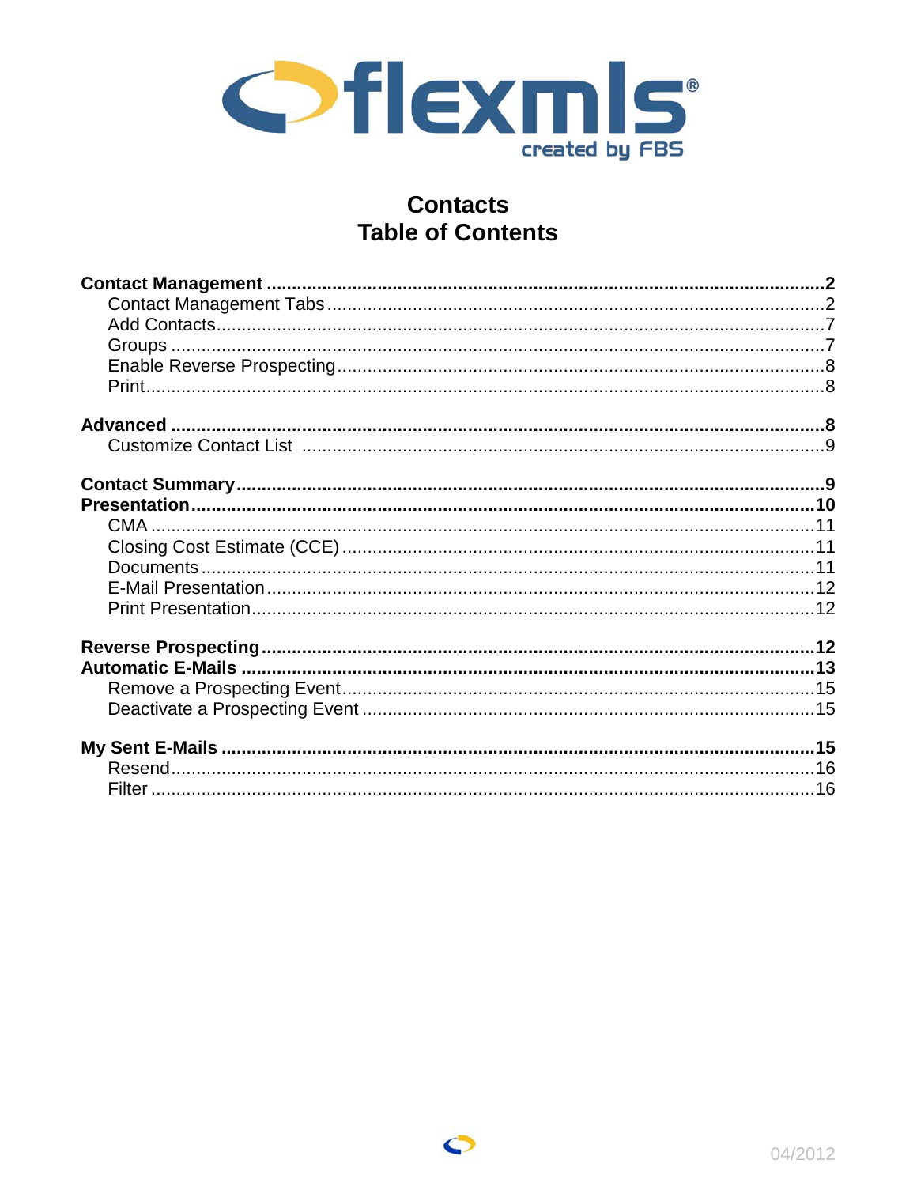# Contacts
# Table of Contents

**Contact Management** .......... **2**
- Contact Management Tabs .......... 2
- Add Contacts .......... 7
- Groups .......... 7
- Enable Reverse Prospecting .......... 8
- Print .......... 8

**Advanced** .......... **8**
- Customize Contact List .......... 9

**Contact Summary** .......... **9**

**Presentation** .......... **10**
- CMA .......... 11
- Closing Cost Estimate (CCE) .......... 11
- Documents .......... 11
- E-Mail Presentation .......... 12
- Print Presentation .......... 12

**Reverse Prospecting** .......... **12**

**Automatic E-Mails** .......... **13**
- Remove a Prospecting Event .......... 15
- Deactivate a Prospecting Event .......... 15

**My Sent E-Mails** .......... **15**
- Resend .......... 16
- Filter .......... 16

04/2012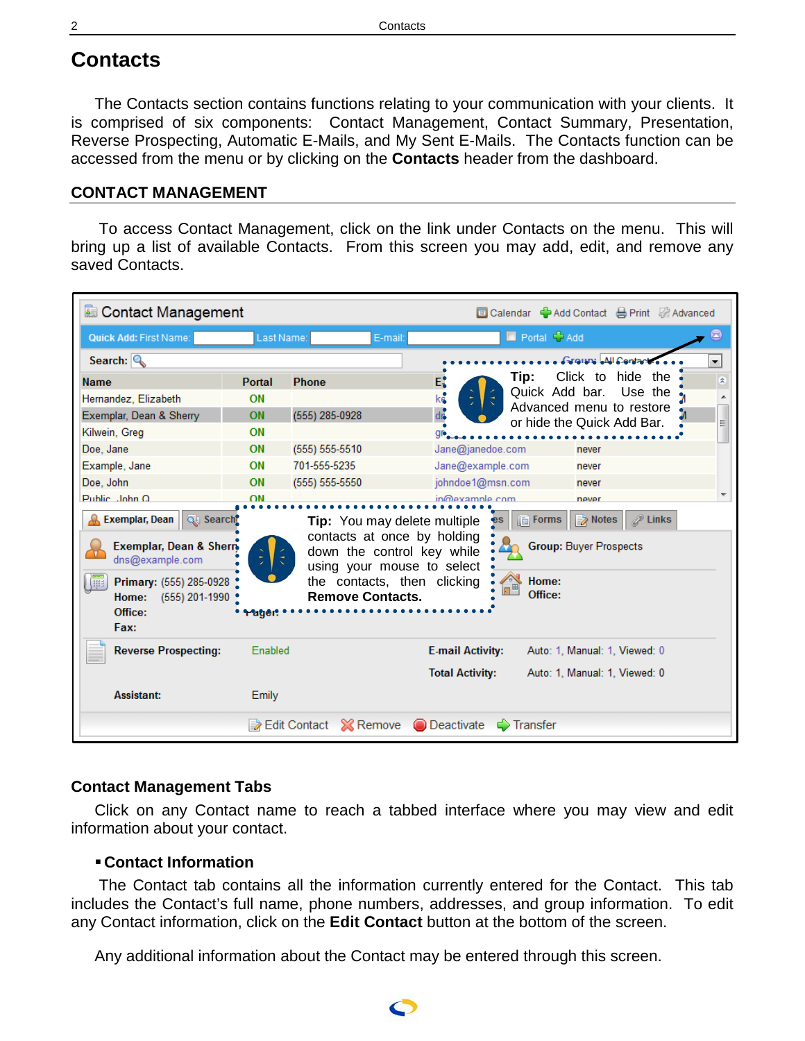# Contacts

The Contacts section contains functions relating to your communication with your clients. It is comprised of six components: Contact Management, Contact Summary, Presentation, Reverse Prospecting, Automatic E-Mails, and My Sent E-Mails. The Contacts function can be accessed from the menu or by clicking on the **Contacts** header from the dashboard.

## CONTACT MANAGEMENT

To access Contact Management, click on the link under Contacts on the menu. This will bring up a list of available Contacts. From this screen you may add, edit, and remove any saved Contacts.

**Tip:** Click to hide the Quick Add bar. Use the Advanced menu to restore or hide the Quick Add Bar.

**Tip:** You may delete multiple contacts at once by holding down the control key while using your mouse to select the contacts, then clicking **Remove Contacts.**

### Contact Management Tabs

Click on any Contact name to reach a tabbed interface where you may view and edit information about your contact.

- **Contact Information**

The Contact tab contains all the information currently entered for the Contact. This tab includes the Contact's full name, phone numbers, addresses, and group information. To edit any Contact information, click on the **Edit Contact** button at the bottom of the screen.

Any additional information about the Contact may be entered through this screen.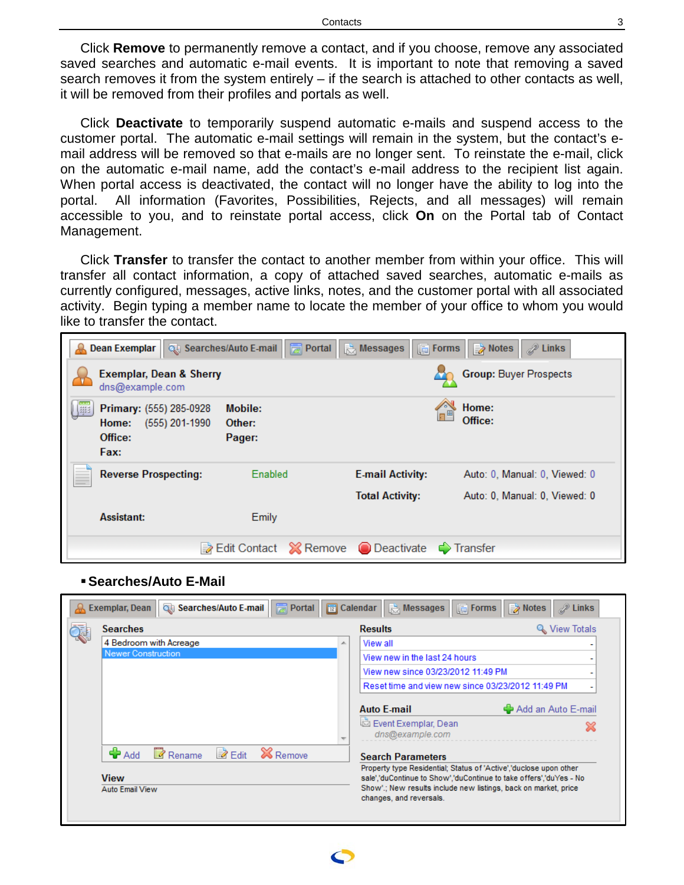Click **Remove** to permanently remove a contact, and if you choose, remove any associated saved searches and automatic e-mail events. It is important to note that removing a saved search removes it from the system entirely – if the search is attached to other contacts as well, it will be removed from their profiles and portals as well.

Click **Deactivate** to temporarily suspend automatic e-mails and suspend access to the customer portal. The automatic e-mail settings will remain in the system, but the contact's e-mail address will be removed so that e-mails are no longer sent. To reinstate the e-mail, click on the automatic e-mail name, add the contact's e-mail address to the recipient list again. When portal access is deactivated, the contact will no longer have the ability to log into the portal. All information (Favorites, Possibilities, Rejects, and all messages) will remain accessible to you, and to reinstate portal access, click **On** on the Portal tab of Contact Management.

Click **Transfer** to transfer the contact to another member from within your office. This will transfer all contact information, a copy of attached saved searches, automatic e-mails as currently configured, messages, active links, notes, and the customer portal with all associated activity. Begin typing a member name to locate the member of your office to whom you would like to transfer the contact.

Dean Exemplar | Searches/Auto E-mail | Portal | Messages | Forms | Notes | Links

**Exemplar, Dean & Sherry**
dns@example.com

**Group:** Buyer Prospects

**Primary:** (555) 285-0928 **Mobile:**
**Home:** (555) 201-1990 **Other:**
**Office:** **Pager:**
**Fax:**

**Home:**
**Office:**

**Reverse Prospecting:** Enabled
**E-mail Activity:** Auto: 0, Manual: 0, Viewed: 0
**Total Activity:** Auto: 0, Manual: 0, Viewed: 0
**Assistant:** Emily

Edit Contact | Remove | Deactivate | Transfer

## ▪ Searches/Auto E-Mail

Exemplar, Dean | Searches/Auto E-mail | Portal | Calendar | Messages | Forms | Notes | Links

**Searches**
- 4 Bedroom with Acreage
- Newer Construction

Add | Rename | Edit | Remove

**View**
Auto Email View

**Results** View Totals
- View all -
- View new in the last 24 hours -
- View new since 03/23/2012 11:49 PM -
- Reset time and view new since 03/23/2012 11:49 PM -

**Auto E-mail** Add an Auto E-mail
Event Exemplar, Dean
dns@example.com

**Search Parameters**
Property type Residential; Status of 'Active','duclose upon other sale','duContinue to Show','duContinue to take offers','duYes - No Show'.; New results include new listings, back on market, price changes, and reversals.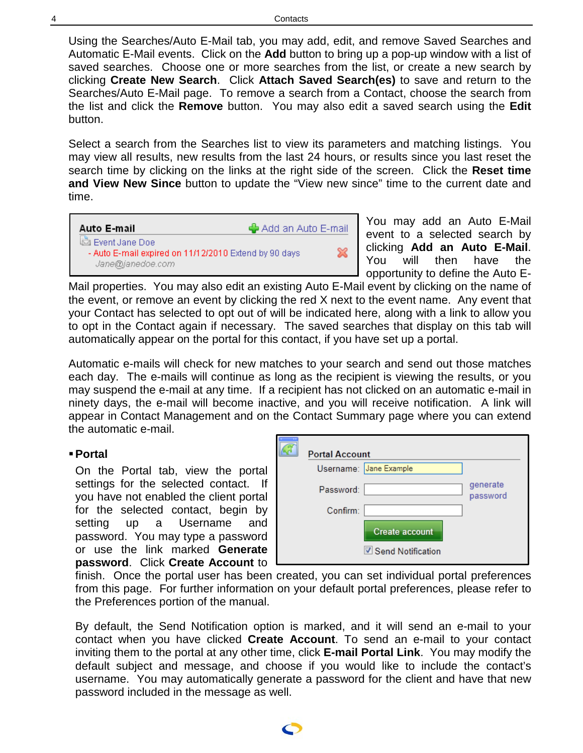Using the Searches/Auto E-Mail tab, you may add, edit, and remove Saved Searches and Automatic E-Mail events. Click on the **Add** button to bring up a pop-up window with a list of saved searches. Choose one or more searches from the list, or create a new search by clicking **Create New Search**. Click **Attach Saved Search(es)** to save and return to the Searches/Auto E-Mail page. To remove a search from a Contact, choose the search from the list and click the **Remove** button. You may also edit a saved search using the **Edit** button.

Select a search from the Searches list to view its parameters and matching listings. You may view all results, new results from the last 24 hours, or results since you last reset the search time by clicking on the links at the right side of the screen. Click the **Reset time and View New Since** button to update the "View new since" time to the current date and time.

You may add an Auto E-Mail event to a selected search by clicking **Add an Auto E-Mail**. You will then have the opportunity to define the Auto E-Mail properties. You may also edit an existing Auto E-Mail event by clicking on the name of the event, or remove an event by clicking the red X next to the event name. Any event that your Contact has selected to opt out of will be indicated here, along with a link to allow you to opt in the Contact again if necessary. The saved searches that display on this tab will automatically appear on the portal for this contact, if you have set up a portal.

Automatic e-mails will check for new matches to your search and send out those matches each day. The e-mails will continue as long as the recipient is viewing the results, or you may suspend the e-mail at any time. If a recipient has not clicked on an automatic e-mail in ninety days, the e-mail will become inactive, and you will receive notification. A link will appear in Contact Management and on the Contact Summary page where you can extend the automatic e-mail.

- **Portal**

On the Portal tab, view the portal settings for the selected contact. If you have not enabled the client portal for the selected contact, begin by setting up a Username and password. You may type a password or use the link marked **Generate password**. Click **Create Account** to finish. Once the portal user has been created, you can set individual portal preferences from this page. For further information on your default portal preferences, please refer to the Preferences portion of the manual.

By default, the Send Notification option is marked, and it will send an e-mail to your contact when you have clicked **Create Account**. To send an e-mail to your contact inviting them to the portal at any other time, click **E-mail Portal Link**. You may modify the default subject and message, and choose if you would like to include the contact's username. You may automatically generate a password for the client and have that new password included in the message as well.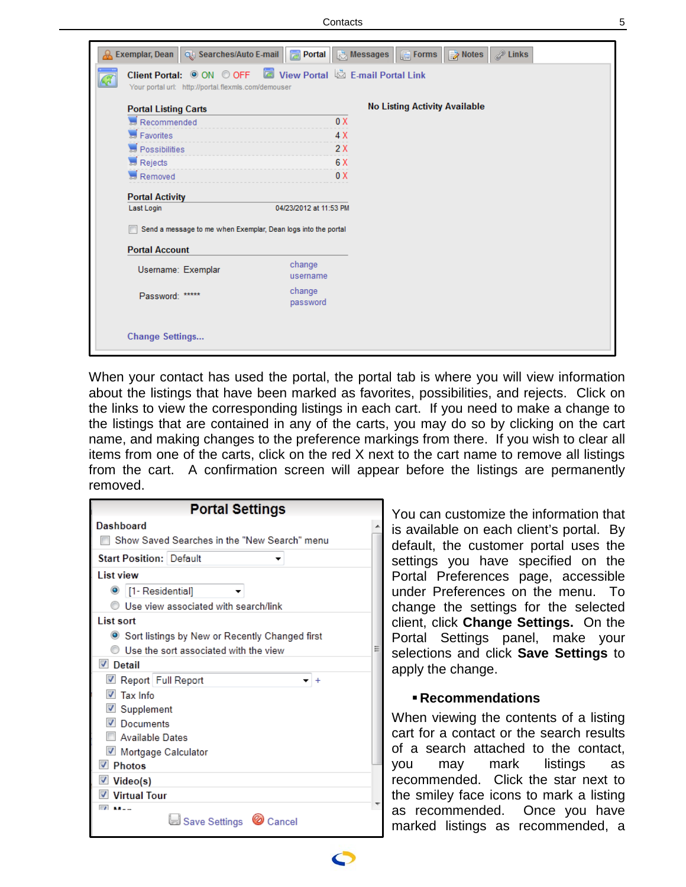When your contact has used the portal, the portal tab is where you will view information about the listings that have been marked as favorites, possibilities, and rejects. Click on the links to view the corresponding listings in each cart. If you need to make a change to the listings that are contained in any of the carts, you may do so by clicking on the cart name, and making changes to the preference markings from there. If you wish to clear all items from one of the carts, click on the red X next to the cart name to remove all listings from the cart. A confirmation screen will appear before the listings are permanently removed.

You can customize the information that is available on each client's portal. By default, the customer portal uses the settings you have specified on the Portal Preferences page, accessible under Preferences on the menu. To change the settings for the selected client, click **Change Settings.** On the Portal Settings panel, make your selections and click **Save Settings** to apply the change.

- **Recommendations**

When viewing the contents of a listing cart for a contact or the search results of a search attached to the contact, you may mark listings as recommended. Click the star next to the smiley face icons to mark a listing as recommended. Once you have marked listings as recommended, a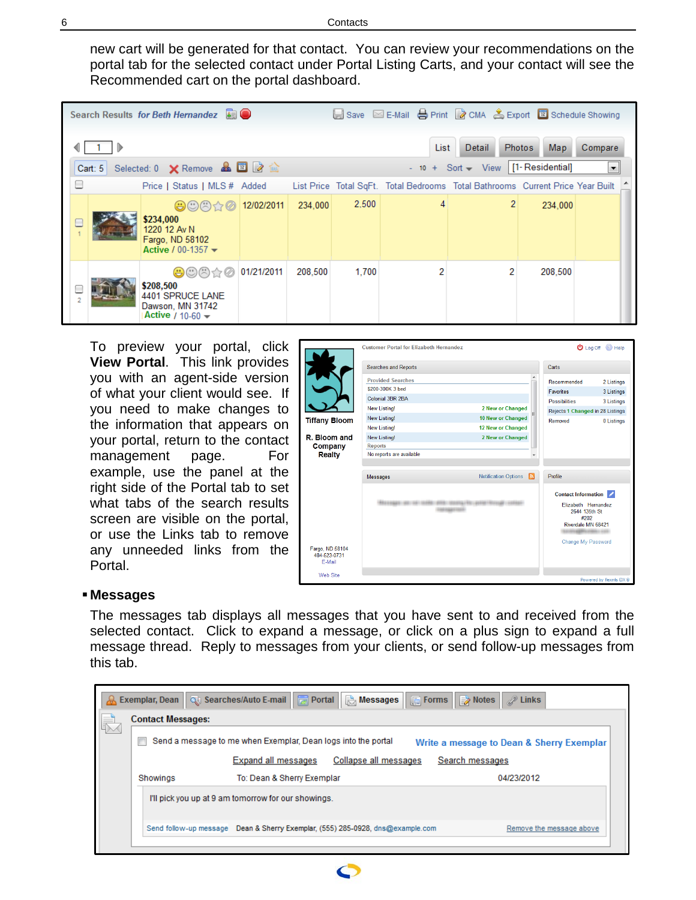new cart will be generated for that contact. You can review your recommendations on the portal tab for the selected contact under Portal Listing Carts, and your contact will see the Recommended cart on the portal dashboard.

To preview your portal, click **View Portal**. This link provides you with an agent-side version of what your client would see. If you need to make changes to the information that appears on your portal, return to the contact management page. For example, use the panel at the right side of the Portal tab to set what tabs of the search results screen are visible on the portal, or use the Links tab to remove any unneeded links from the Portal.

## Messages

The messages tab displays all messages that you have sent to and received from the selected contact. Click to expand a message, or click on a plus sign to expand a full message thread. Reply to messages from your clients, or send follow-up messages from this tab.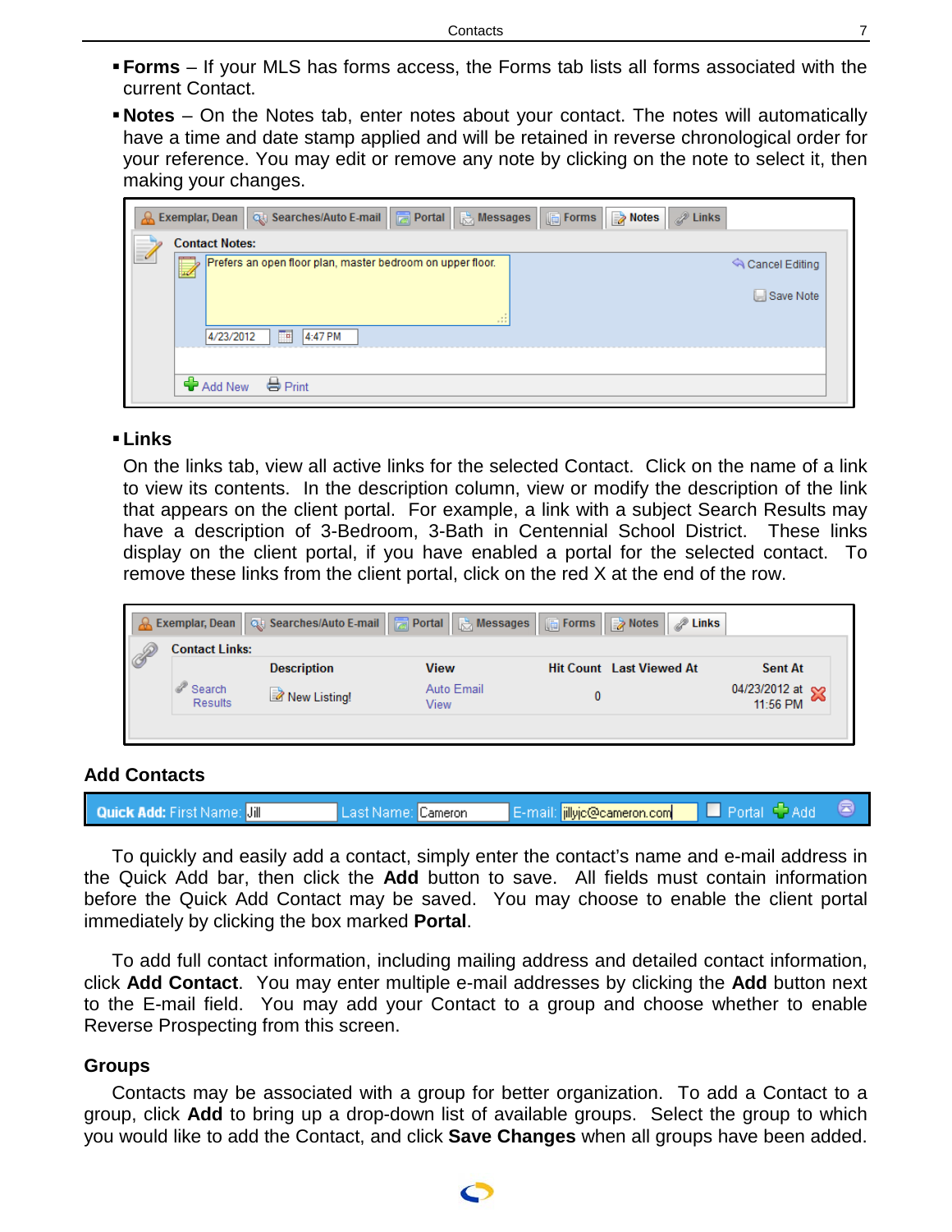- **Forms** – If your MLS has forms access, the Forms tab lists all forms associated with the current Contact.
- **Notes** – On the Notes tab, enter notes about your contact. The notes will automatically have a time and date stamp applied and will be retained in reverse chronological order for your reference. You may edit or remove any note by clicking on the note to select it, then making your changes.

- **Links**

  On the links tab, view all active links for the selected Contact. Click on the name of a link to view its contents. In the description column, view or modify the description of the link that appears on the client portal. For example, a link with a subject Search Results may have a description of 3-Bedroom, 3-Bath in Centennial School District. These links display on the client portal, if you have enabled a portal for the selected contact. To remove these links from the client portal, click on the red X at the end of the row.

## Add Contacts

To quickly and easily add a contact, simply enter the contact's name and e-mail address in the Quick Add bar, then click the **Add** button to save. All fields must contain information before the Quick Add Contact may be saved. You may choose to enable the client portal immediately by clicking the box marked **Portal**.

To add full contact information, including mailing address and detailed contact information, click **Add Contact**. You may enter multiple e-mail addresses by clicking the **Add** button next to the E-mail field. You may add your Contact to a group and choose whether to enable Reverse Prospecting from this screen.

## Groups

Contacts may be associated with a group for better organization. To add a Contact to a group, click **Add** to bring up a drop-down list of available groups. Select the group to which you would like to add the Contact, and click **Save Changes** when all groups have been added.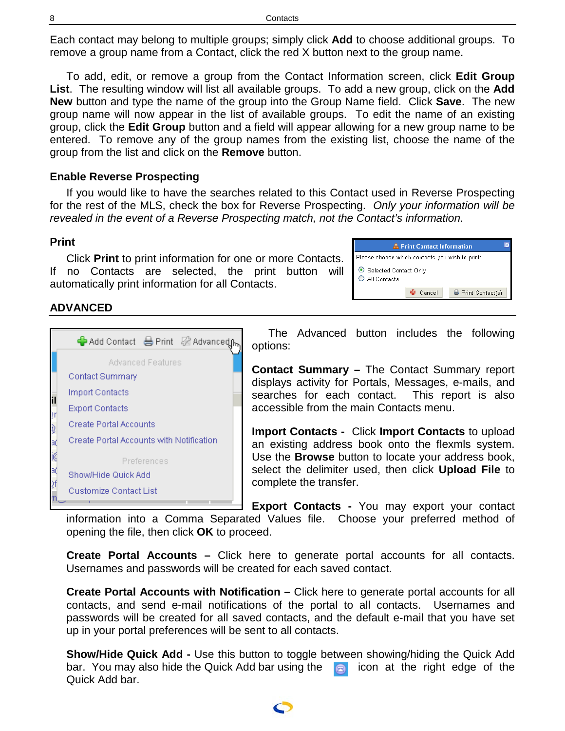Each contact may belong to multiple groups; simply click **Add** to choose additional groups. To remove a group name from a Contact, click the red X button next to the group name.

To add, edit, or remove a group from the Contact Information screen, click **Edit Group List**. The resulting window will list all available groups. To add a new group, click on the **Add New** button and type the name of the group into the Group Name field. Click **Save**. The new group name will now appear in the list of available groups. To edit the name of an existing group, click the **Edit Group** button and a field will appear allowing for a new group name to be entered. To remove any of the group names from the existing list, choose the name of the group from the list and click on the **Remove** button.

### Enable Reverse Prospecting

If you would like to have the searches related to this Contact used in Reverse Prospecting for the rest of the MLS, check the box for Reverse Prospecting. *Only your information will be revealed in the event of a Reverse Prospecting match, not the Contact's information.*

### Print

Click **Print** to print information for one or more Contacts. If no Contacts are selected, the print button will automatically print information for all Contacts.

## ADVANCED

The Advanced button includes the following options:

**Contact Summary –** The Contact Summary report displays activity for Portals, Messages, e-mails, and searches for each contact. This report is also accessible from the main Contacts menu.

**Import Contacts -** Click **Import Contacts** to upload an existing address book onto the flexmls system. Use the **Browse** button to locate your address book, select the delimiter used, then click **Upload File** to complete the transfer.

**Export Contacts -** You may export your contact information into a Comma Separated Values file. Choose your preferred method of opening the file, then click **OK** to proceed.

**Create Portal Accounts –** Click here to generate portal accounts for all contacts. Usernames and passwords will be created for each saved contact.

**Create Portal Accounts with Notification –** Click here to generate portal accounts for all contacts, and send e-mail notifications of the portal to all contacts. Usernames and passwords will be created for all saved contacts, and the default e-mail that you have set up in your portal preferences will be sent to all contacts.

**Show/Hide Quick Add -** Use this button to toggle between showing/hiding the Quick Add bar. You may also hide the Quick Add bar using the icon at the right edge of the Quick Add bar.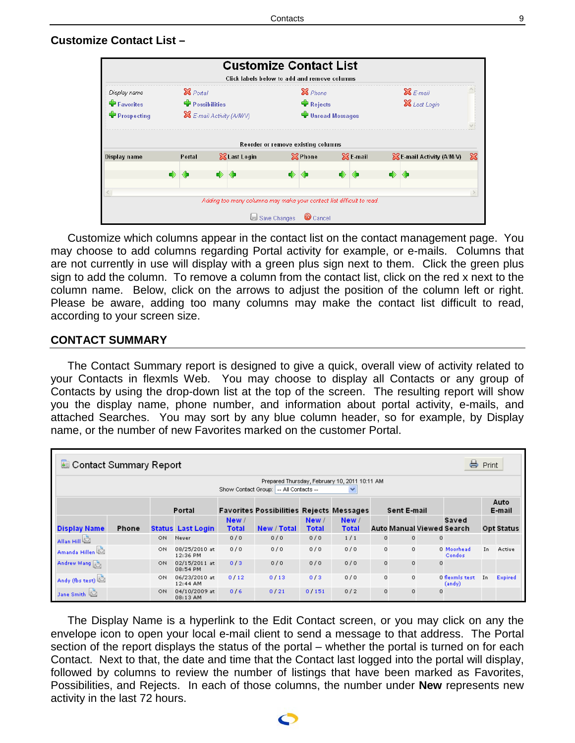### Customize Contact List –

**Customize Contact List**

Click labels below to add and remove columns

| | | | |
|---|---|---|---|
| Display name | ✖ Portal | ✖ Phone | ✖ E-mail |
| ✚ Favorites | ✚ Possibilities | ✚ Rejects | ✖ Last Login |
| ✚ Prospecting | ✖ E-mail Activity (A/M/V) | ✚ Unread Messages | |

Reorder or remove existing columns

| Display name | Portal | ✖ Last Login | ✖ Phone | ✖ E-mail | ✖ E-mail Activity (A/M/V) ✖ |
|---|---|---|---|---|---|

*Adding too many columns may make your contact list difficult to read.*

Save Changes | Cancel

Customize which columns appear in the contact list on the contact management page. You may choose to add columns regarding Portal activity for example, or e-mails. Columns that are not currently in use will display with a green plus sign next to them. Click the green plus sign to add the column. To remove a column from the contact list, click on the red x next to the column name. Below, click on the arrows to adjust the position of the column left or right. Please be aware, adding too many columns may make the contact list difficult to read, according to your screen size.

## CONTACT SUMMARY

The Contact Summary report is designed to give a quick, overall view of activity related to your Contacts in flexmls Web. You may choose to display all Contacts or any group of Contacts by using the drop-down list at the top of the screen. The resulting report will show you the display name, phone number, and information about portal activity, e-mails, and attached Searches. You may sort by any blue column header, so for example, by Display name, or the number of new Favorites marked on the customer Portal.

**Contact Summary Report** — Print

Prepared Thursday, February 10, 2011 10:11 AM
Show Contact Group: -- All Contacts --

| | | Portal | | Favorites | Possibilities | Rejects | Messages | Sent E-mail | | | Saved | Auto E-mail | |
|---|---|---|---|---|---|---|---|---|---|---|---|---|---|
| Display Name | Phone | Status | Last Login | New / Total | New / Total | New / Total | New / Total | Auto | Manual | Viewed | Search | Opt | Status |
| Allan Hill | | ON | Never | 0 / 0 | 0 / 0 | 0 / 0 | 1 / 1 | 0 | 0 | 0 | | | |
| Amanda Hillen | | ON | 08/25/2010 at 12:36 PM | 0 / 0 | 0 / 0 | 0 / 0 | 0 / 0 | 0 | 0 | 0 | Moorhead Condos | In | Active |
| Andrew Wang | | ON | 02/15/2011 at 08:54 PM | 0 / 3 | 0 / 0 | 0 / 0 | 0 / 0 | 0 | 0 | 0 | | | |
| Andy (fbs test) | | ON | 06/23/2010 at 12:44 AM | 0 / 12 | 0 / 13 | 0 / 3 | 0 / 0 | 0 | 0 | 0 | flexmls test (andy) | In | Expired |
| Jane Smith | | ON | 04/10/2009 at 08:13 AM | 0 / 6 | 0 / 21 | 0 / 151 | 0 / 2 | 0 | 0 | 0 | | | |

The Display Name is a hyperlink to the Edit Contact screen, or you may click on any the envelope icon to open your local e-mail client to send a message to that address. The Portal section of the report displays the status of the portal – whether the portal is turned on for each Contact. Next to that, the date and time that the Contact last logged into the portal will display, followed by columns to review the number of listings that have been marked as Favorites, Possibilities, and Rejects. In each of those columns, the number under **New** represents new activity in the last 72 hours.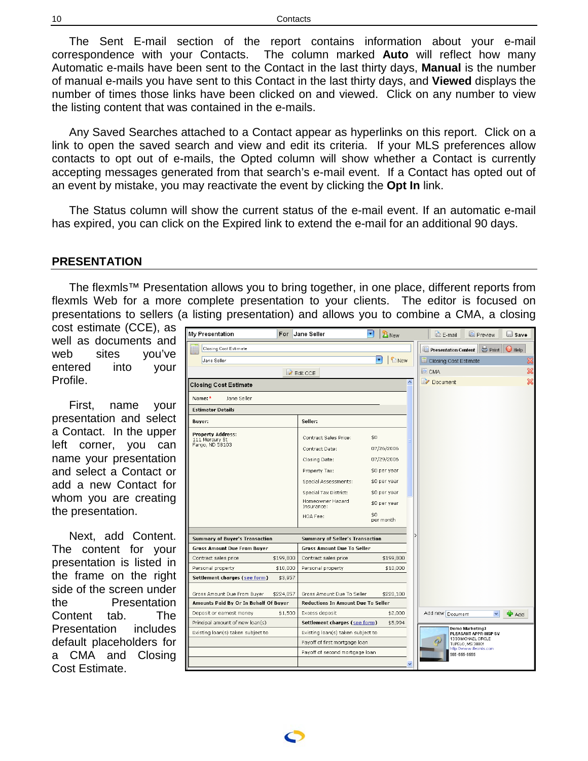The Sent E-mail section of the report contains information about your e-mail correspondence with your Contacts. The column marked **Auto** will reflect how many Automatic e-mails have been sent to the Contact in the last thirty days, **Manual** is the number of manual e-mails you have sent to this Contact in the last thirty days, and **Viewed** displays the number of times those links have been clicked on and viewed. Click on any number to view the listing content that was contained in the e-mails.

Any Saved Searches attached to a Contact appear as hyperlinks on this report. Click on a link to open the saved search and view and edit its criteria. If your MLS preferences allow contacts to opt out of e-mails, the Opted column will show whether a Contact is currently accepting messages generated from that search's e-mail event. If a Contact has opted out of an event by mistake, you may reactivate the event by clicking the **Opt In** link.

The Status column will show the current status of the e-mail event. If an automatic e-mail has expired, you can click on the Expired link to extend the e-mail for an additional 90 days.

## PRESENTATION

The flexmls™ Presentation allows you to bring together, in one place, different reports from flexmls Web for a more complete presentation to your clients. The editor is focused on presentations to sellers (a listing presentation) and allows you to combine a CMA, a closing cost estimate (CCE), as well as documents and web sites you've entered into your Profile.

First, name your presentation and select a Contact. In the upper left corner, you can name your presentation and select a Contact or add a new Contact for whom you are creating the presentation.

Next, add Content. The content for your presentation is listed in the frame on the right side of the screen under the Presentation Content tab. The Presentation includes default placeholders for a CMA and Closing Cost Estimate.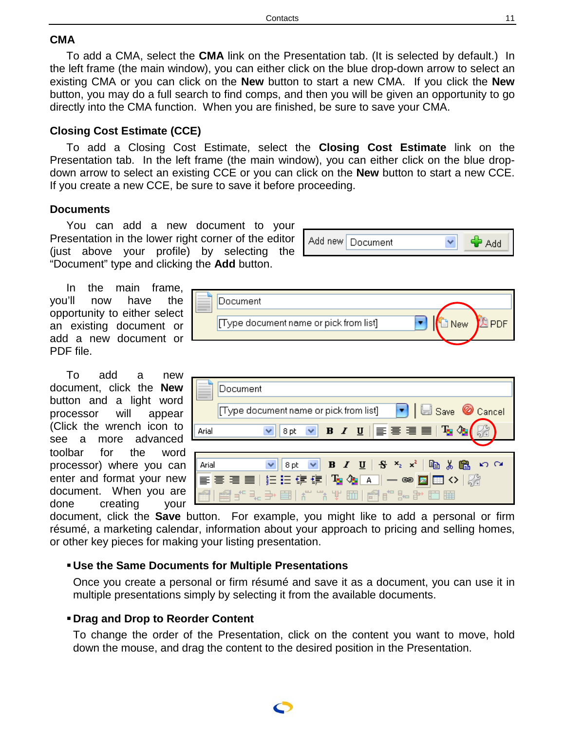### CMA

To add a CMA, select the **CMA** link on the Presentation tab. (It is selected by default.) In the left frame (the main window), you can either click on the blue drop-down arrow to select an existing CMA or you can click on the **New** button to start a new CMA. If you click the **New** button, you may do a full search to find comps, and then you will be given an opportunity to go directly into the CMA function. When you are finished, be sure to save your CMA.

### Closing Cost Estimate (CCE)

To add a Closing Cost Estimate, select the **Closing Cost Estimate** link on the Presentation tab. In the left frame (the main window), you can either click on the blue drop-down arrow to select an existing CCE or you can click on the **New** button to start a new CCE. If you create a new CCE, be sure to save it before proceeding.

### Documents

You can add a new document to your Presentation in the lower right corner of the editor (just above your profile) by selecting the "Document" type and clicking the **Add** button.

In the main frame, you'll now have the opportunity to either select an existing document or add a new document or PDF file.

To add a new document, click the **New** button and a light word processor will appear (Click the wrench icon to see a more advanced toolbar for the word processor) where you can enter and format your new document. When you are done creating your document, click the **Save** button. For example, you might like to add a personal or firm résumé, a marketing calendar, information about your approach to pricing and selling homes, or other key pieces for making your listing presentation.

- **Use the Same Documents for Multiple Presentations**

  Once you create a personal or firm résumé and save it as a document, you can use it in multiple presentations simply by selecting it from the available documents.

- **Drag and Drop to Reorder Content**

  To change the order of the Presentation, click on the content you want to move, hold down the mouse, and drag the content to the desired position in the Presentation.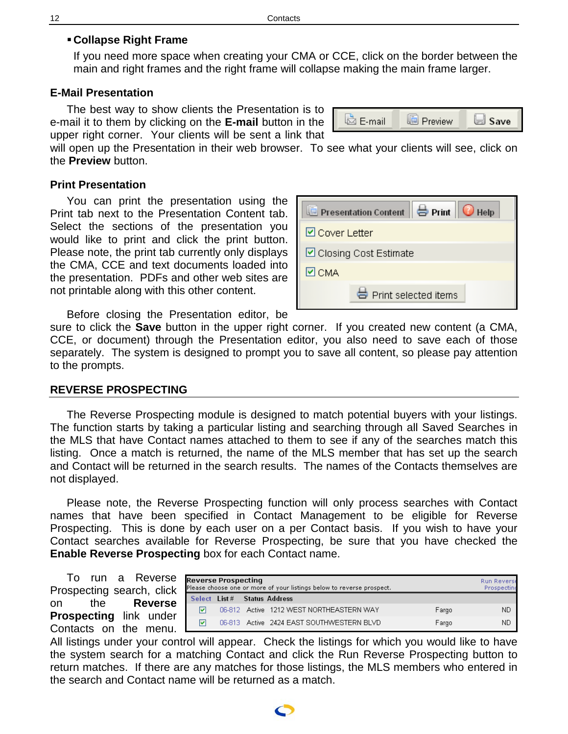- **Collapse Right Frame**

  If you need more space when creating your CMA or CCE, click on the border between the main and right frames and the right frame will collapse making the main frame larger.

### E-Mail Presentation

The best way to show clients the Presentation is to e-mail it to them by clicking on the **E-mail** button in the upper right corner. Your clients will be sent a link that will open up the Presentation in their web browser. To see what your clients will see, click on the **Preview** button.

### Print Presentation

You can print the presentation using the Print tab next to the Presentation Content tab. Select the sections of the presentation you would like to print and click the print button. Please note, the print tab currently only displays the CMA, CCE and text documents loaded into the presentation. PDFs and other web sites are not printable along with this other content.

Before closing the Presentation editor, be sure to click the **Save** button in the upper right corner. If you created new content (a CMA, CCE, or document) through the Presentation editor, you also need to save each of those separately. The system is designed to prompt you to save all content, so please pay attention to the prompts.

## REVERSE PROSPECTING

The Reverse Prospecting module is designed to match potential buyers with your listings. The function starts by taking a particular listing and searching through all Saved Searches in the MLS that have Contact names attached to them to see if any of the searches match this listing. Once a match is returned, the name of the MLS member that has set up the search and Contact will be returned in the search results. The names of the Contacts themselves are not displayed.

Please note, the Reverse Prospecting function will only process searches with Contact names that have been specified in Contact Management to be eligible for Reverse Prospecting. This is done by each user on a per Contact basis. If you wish to have your Contact searches available for Reverse Prospecting, be sure that you have checked the **Enable Reverse Prospecting** box for each Contact name.

To run a Reverse Prospecting search, click on the **Reverse Prospecting** link under Contacts on the menu. All listings under your control will appear. Check the listings for which you would like to have the system search for a matching Contact and click the Run Reverse Prospecting button to return matches. If there are any matches for those listings, the MLS members who entered in the search and Contact name will be returned as a match.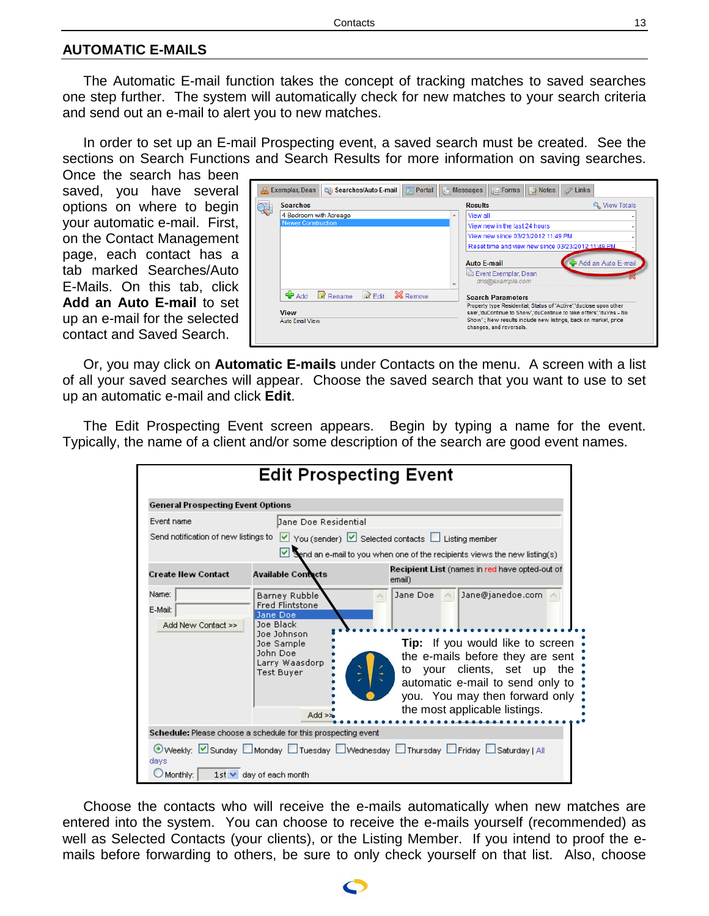## AUTOMATIC E-MAILS

The Automatic E-mail function takes the concept of tracking matches to saved searches one step further. The system will automatically check for new matches to your search criteria and send out an e-mail to alert you to new matches.

In order to set up an E-mail Prospecting event, a saved search must be created. See the sections on Search Functions and Search Results for more information on saving searches. Once the search has been saved, you have several options on where to begin your automatic e-mail. First, on the Contact Management page, each contact has a tab marked Searches/Auto E-Mails. On this tab, click **Add an Auto E-mail** to set up an e-mail for the selected contact and Saved Search.

Or, you may click on **Automatic E-mails** under Contacts on the menu. A screen with a list of all your saved searches will appear. Choose the saved search that you want to use to set up an automatic e-mail and click **Edit**.

The Edit Prospecting Event screen appears. Begin by typing a name for the event. Typically, the name of a client and/or some description of the search are good event names.

**Tip:** If you would like to screen the e-mails before they are sent to your clients, set up the automatic e-mail to send only to you. You may then forward only the most applicable listings.

Choose the contacts who will receive the e-mails automatically when new matches are entered into the system. You can choose to receive the e-mails yourself (recommended) as well as Selected Contacts (your clients), or the Listing Member. If you intend to proof the e-mails before forwarding to others, be sure to only check yourself on that list. Also, choose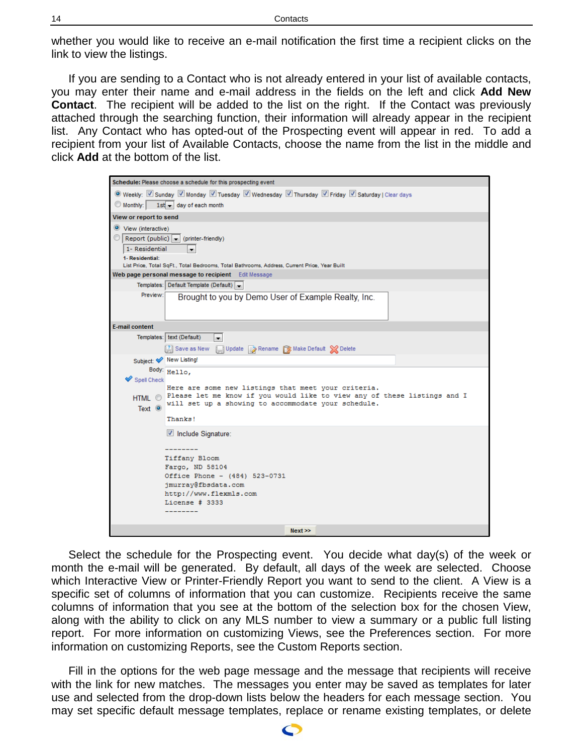whether you would like to receive an e-mail notification the first time a recipient clicks on the link to view the listings.

If you are sending to a Contact who is not already entered in your list of available contacts, you may enter their name and e-mail address in the fields on the left and click **Add New Contact**. The recipient will be added to the list on the right. If the Contact was previously attached through the searching function, their information will already appear in the recipient list. Any Contact who has opted-out of the Prospecting event will appear in red. To add a recipient from your list of Available Contacts, choose the name from the list in the middle and click **Add** at the bottom of the list.

**Schedule:** Please choose a schedule for this prospecting event

- (•) Weekly: [x] Sunday [x] Monday [x] Tuesday [x] Wednesday [x] Thursday [x] Friday [x] Saturday | Clear days
- ( ) Monthly: [1st] day of each month

**View or report to send**

- (•) View (interactive)
- ( ) [Report (public)] (printer-friendly)

[1- Residential]

**1- Residential:**
List Price, Total SqFt., Total Bedrooms, Total Bathrooms, Address, Current Price, Year Built

**Web page personal message to recipient** Edit Message

Templates: [Default Template (Default)]

Preview: Brought to you by Demo User of Example Realty, Inc.

**E-mail content**

Templates: [text (Default)]

Save as New | Update | Rename | Make Default | Delete

Subject: New Listing!

Body:

```
Hello,

Here are some new listings that meet your criteria.
Please let me know if you would like to view any of these listings and I
will set up a showing to accommodate your schedule.

Thanks!
```

Spell Check

HTML ( ) Text (•)

[x] Include Signature:

```
--------
Tiffany Bloom
Fargo, ND 58104
Office Phone - (484) 523-0731
jmurray@fbsdata.com
http://www.flexmls.com
License # 3333
--------
```

Next >>

Select the schedule for the Prospecting event. You decide what day(s) of the week or month the e-mail will be generated. By default, all days of the week are selected. Choose which Interactive View or Printer-Friendly Report you want to send to the client. A View is a specific set of columns of information that you can customize. Recipients receive the same columns of information that you see at the bottom of the selection box for the chosen View, along with the ability to click on any MLS number to view a summary or a public full listing report. For more information on customizing Views, see the Preferences section. For more information on customizing Reports, see the Custom Reports section.

Fill in the options for the web page message and the message that recipients will receive with the link for new matches. The messages you enter may be saved as templates for later use and selected from the drop-down lists below the headers for each message section. You may set specific default message templates, replace or rename existing templates, or delete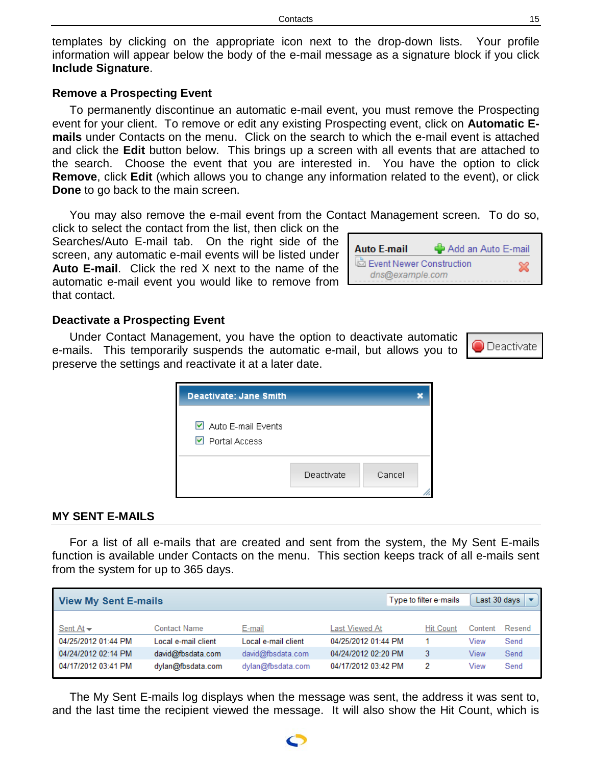templates by clicking on the appropriate icon next to the drop-down lists. Your profile information will appear below the body of the e-mail message as a signature block if you click **Include Signature**.

### Remove a Prospecting Event

To permanently discontinue an automatic e-mail event, you must remove the Prospecting event for your client. To remove or edit any existing Prospecting event, click on **Automatic E-mails** under Contacts on the menu. Click on the search to which the e-mail event is attached and click the **Edit** button below. This brings up a screen with all events that are attached to the search. Choose the event that you are interested in. You have the option to click **Remove**, click **Edit** (which allows you to change any information related to the event), or click **Done** to go back to the main screen.

You may also remove the e-mail event from the Contact Management screen. To do so, click to select the contact from the list, then click on the Searches/Auto E-mail tab. On the right side of the screen, any automatic e-mail events will be listed under **Auto E-mail**. Click the red X next to the name of the automatic e-mail event you would like to remove from that contact.

### Deactivate a Prospecting Event

Under Contact Management, you have the option to deactivate automatic e-mails. This temporarily suspends the automatic e-mail, but allows you to preserve the settings and reactivate it at a later date.

## MY SENT E-MAILS

For a list of all e-mails that are created and sent from the system, the My Sent E-mails function is available under Contacts on the menu. This section keeps track of all e-mails sent from the system for up to 365 days.

| Sent At | Contact Name | E-mail | Last Viewed At | Hit Count | Content | Resend |
|---|---|---|---|---|---|---|
| 04/25/2012 01:44 PM | Local e-mail client | Local e-mail client | 04/25/2012 01:44 PM | 1 | View | Send |
| 04/24/2012 02:14 PM | david@fbsdata.com | david@fbsdata.com | 04/24/2012 02:20 PM | 3 | View | Send |
| 04/17/2012 03:41 PM | dylan@fbsdata.com | dylan@fbsdata.com | 04/17/2012 03:42 PM | 2 | View | Send |

The My Sent E-mails log displays when the message was sent, the address it was sent to, and the last time the recipient viewed the message. It will also show the Hit Count, which is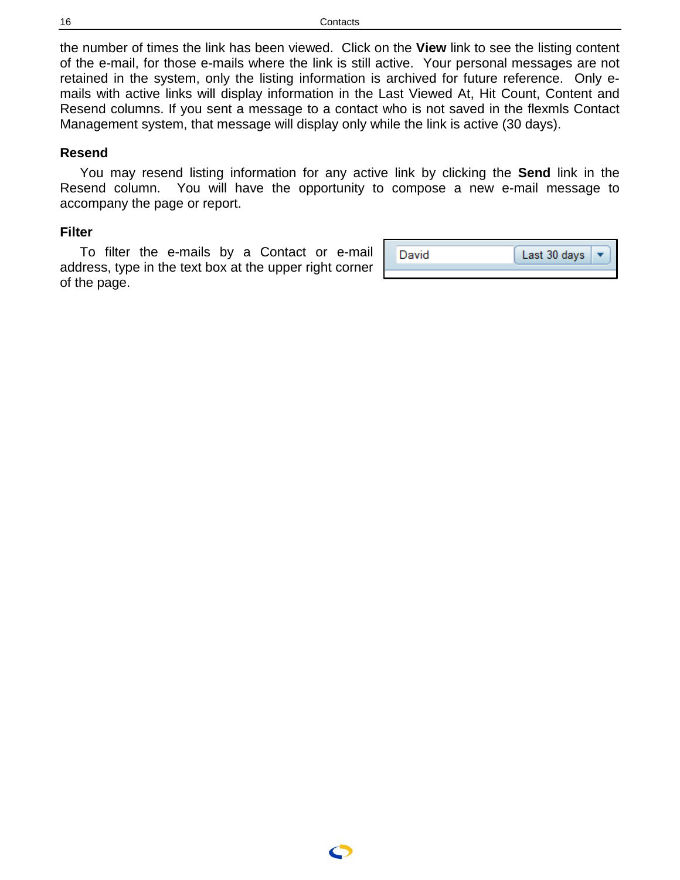the number of times the link has been viewed. Click on the **View** link to see the listing content of the e-mail, for those e-mails where the link is still active. Your personal messages are not retained in the system, only the listing information is archived for future reference. Only e-mails with active links will display information in the Last Viewed At, Hit Count, Content and Resend columns. If you sent a message to a contact who is not saved in the flexmls Contact Management system, that message will display only while the link is active (30 days).

### Resend

You may resend listing information for any active link by clicking the **Send** link in the Resend column. You will have the opportunity to compose a new e-mail message to accompany the page or report.

### Filter

To filter the e-mails by a Contact or e-mail address, type in the text box at the upper right corner of the page.

David Last 30 days